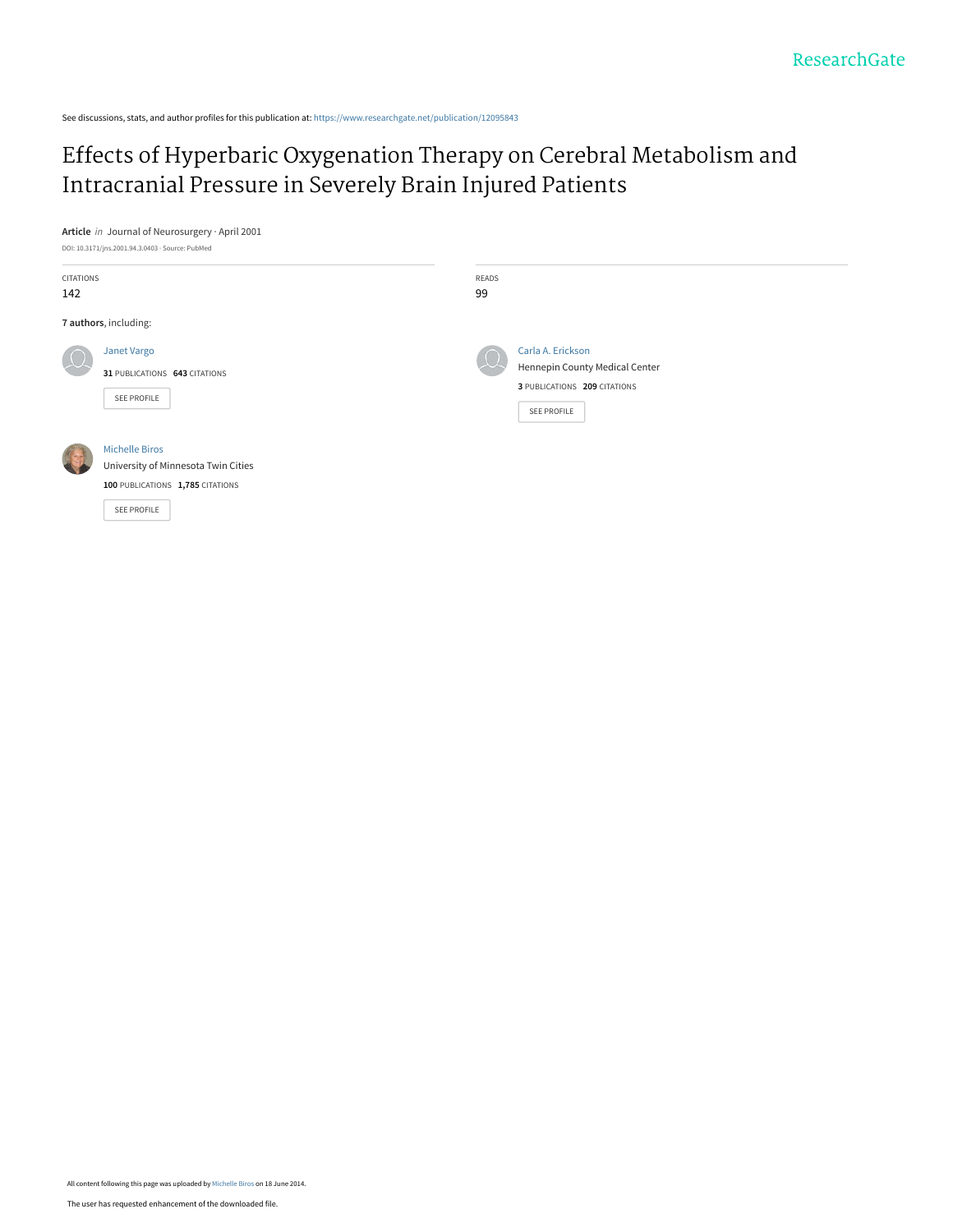See discussions, stats, and author profiles for this publication at: https://www.researchgate.net/publication/12095843

# Effects of Hyperbaric Oxygenation Therapy on Cerebral Metabolism and Intracranial Pressure in Severely Brain Injured Patients

**Article** *in* Journal of Neurosurgery · April 2001

DOI: 10.3171/jns.2001.94.3.0403 · Source: PubMed

CITATIONS
142

READS
99

**7 authors**, including:

Janet Vargo
**31** PUBLICATIONS **643** CITATIONS
SEE PROFILE

Carla A. Erickson
Hennepin County Medical Center
**3** PUBLICATIONS **209** CITATIONS
SEE PROFILE

Michelle Biros
University of Minnesota Twin Cities
**100** PUBLICATIONS **1,785** CITATIONS
SEE PROFILE

All content following this page was uploaded by Michelle Biros on 18 June 2014.

The user has requested enhancement of the downloaded file.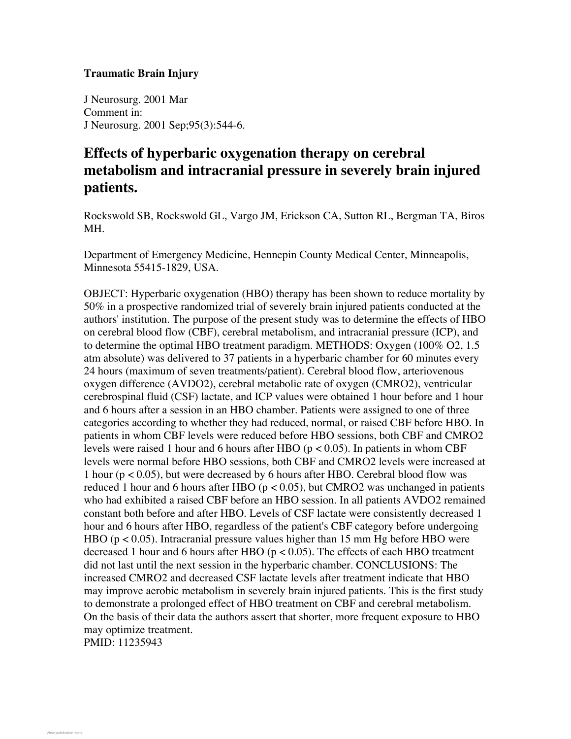**Traumatic Brain Injury**

J Neurosurg. 2001 Mar
Comment in:
J Neurosurg. 2001 Sep;95(3):544-6.

## Effects of hyperbaric oxygenation therapy on cerebral metabolism and intracranial pressure in severely brain injured patients.

Rockswold SB, Rockswold GL, Vargo JM, Erickson CA, Sutton RL, Bergman TA, Biros MH.

Department of Emergency Medicine, Hennepin County Medical Center, Minneapolis, Minnesota 55415-1829, USA.

OBJECT: Hyperbaric oxygenation (HBO) therapy has been shown to reduce mortality by 50% in a prospective randomized trial of severely brain injured patients conducted at the authors' institution. The purpose of the present study was to determine the effects of HBO on cerebral blood flow (CBF), cerebral metabolism, and intracranial pressure (ICP), and to determine the optimal HBO treatment paradigm. METHODS: Oxygen (100% $O_2$, 1.5 atm absolute) was delivered to 37 patients in a hyperbaric chamber for 60 minutes every 24 hours (maximum of seven treatments/patient). Cerebral blood flow, arteriovenous oxygen difference (AVDO2), cerebral metabolic rate of oxygen (CMRO2), ventricular cerebrospinal fluid (CSF) lactate, and ICP values were obtained 1 hour before and 1 hour and 6 hours after a session in an HBO chamber. Patients were assigned to one of three categories according to whether they had reduced, normal, or raised CBF before HBO. In patients in whom CBF levels were reduced before HBO sessions, both CBF and CMRO2 levels were raised 1 hour and 6 hours after HBO ($p < 0.05$). In patients in whom CBF levels were normal before HBO sessions, both CBF and CMRO2 levels were increased at 1 hour ($p < 0.05$), but were decreased by 6 hours after HBO. Cerebral blood flow was reduced 1 hour and 6 hours after HBO ($p < 0.05$), but CMRO2 was unchanged in patients who had exhibited a raised CBF before an HBO session. In all patients AVDO2 remained constant both before and after HBO. Levels of CSF lactate were consistently decreased 1 hour and 6 hours after HBO, regardless of the patient's CBF category before undergoing HBO ($p < 0.05$). Intracranial pressure values higher than 15 mm Hg before HBO were decreased 1 hour and 6 hours after HBO ($p < 0.05$). The effects of each HBO treatment did not last until the next session in the hyperbaric chamber. CONCLUSIONS: The increased CMRO2 and decreased CSF lactate levels after treatment indicate that HBO may improve aerobic metabolism in severely brain injured patients. This is the first study to demonstrate a prolonged effect of HBO treatment on CBF and cerebral metabolism. On the basis of their data the authors assert that shorter, more frequent exposure to HBO may optimize treatment.
PMID: 11235943